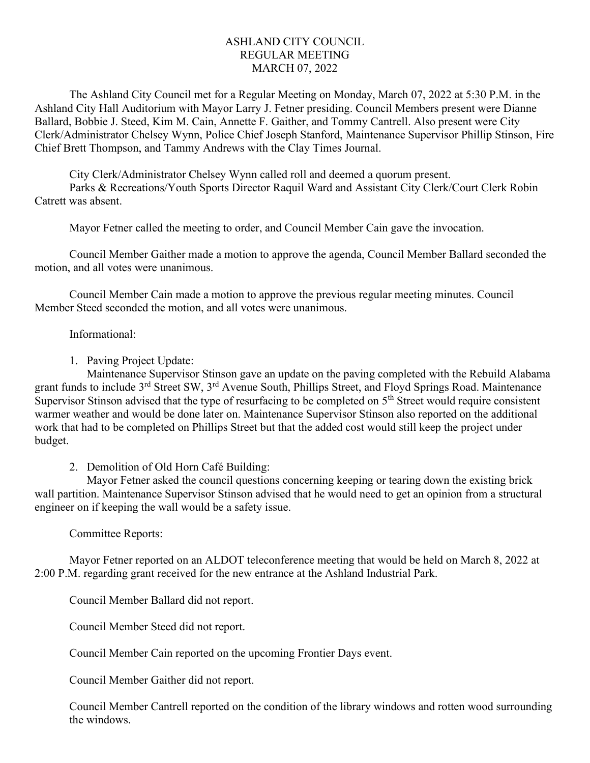# ASHLAND CITY COUNCIL
## REGULAR MEETING
## MARCH 07, 2022

The Ashland City Council met for a Regular Meeting on Monday, March 07, 2022 at 5:30 P.M. in the Ashland City Hall Auditorium with Mayor Larry J. Fetner presiding. Council Members present were Dianne Ballard, Bobbie J. Steed, Kim M. Cain, Annette F. Gaither, and Tommy Cantrell. Also present were City Clerk/Administrator Chelsey Wynn, Police Chief Joseph Stanford, Maintenance Supervisor Phillip Stinson, Fire Chief Brett Thompson, and Tammy Andrews with the Clay Times Journal.

City Clerk/Administrator Chelsey Wynn called roll and deemed a quorum present.

Parks & Recreations/Youth Sports Director Raquil Ward and Assistant City Clerk/Court Clerk Robin Catrett was absent.

Mayor Fetner called the meeting to order, and Council Member Cain gave the invocation.

Council Member Gaither made a motion to approve the agenda, Council Member Ballard seconded the motion, and all votes were unanimous.

Council Member Cain made a motion to approve the previous regular meeting minutes. Council Member Steed seconded the motion, and all votes were unanimous.

Informational:

1. Paving Project Update:
   Maintenance Supervisor Stinson gave an update on the paving completed with the Rebuild Alabama grant funds to include 3rd Street SW, 3rd Avenue South, Phillips Street, and Floyd Springs Road. Maintenance Supervisor Stinson advised that the type of resurfacing to be completed on 5th Street would require consistent warmer weather and would be done later on. Maintenance Supervisor Stinson also reported on the additional work that had to be completed on Phillips Street but that the added cost would still keep the project under budget.

2. Demolition of Old Horn Café Building:
   Mayor Fetner asked the council questions concerning keeping or tearing down the existing brick wall partition. Maintenance Supervisor Stinson advised that he would need to get an opinion from a structural engineer on if keeping the wall would be a safety issue.

Committee Reports:

Mayor Fetner reported on an ALDOT teleconference meeting that would be held on March 8, 2022 at 2:00 P.M. regarding grant received for the new entrance at the Ashland Industrial Park.

Council Member Ballard did not report.

Council Member Steed did not report.

Council Member Cain reported on the upcoming Frontier Days event.

Council Member Gaither did not report.

Council Member Cantrell reported on the condition of the library windows and rotten wood surrounding the windows.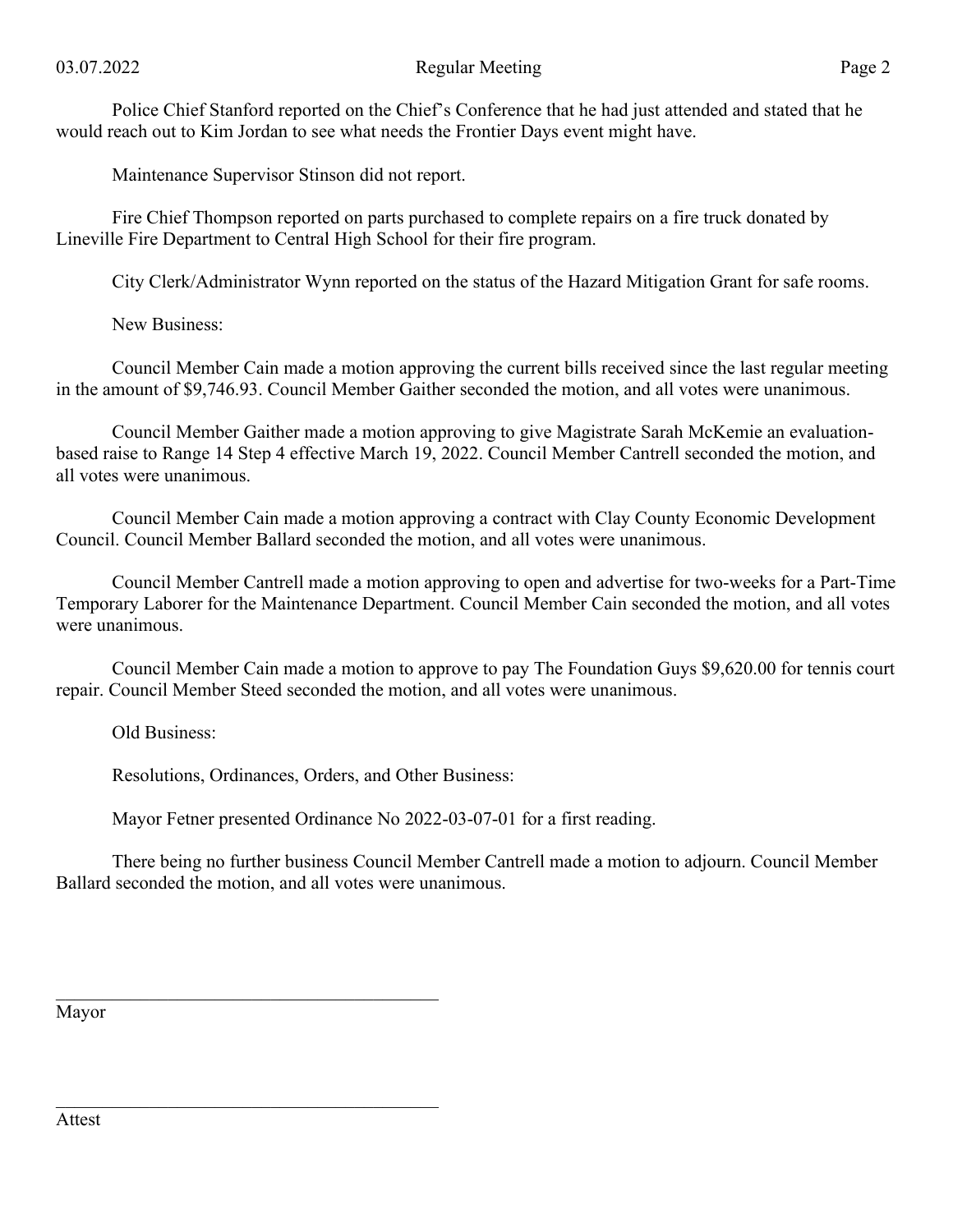Police Chief Stanford reported on the Chief's Conference that he had just attended and stated that he would reach out to Kim Jordan to see what needs the Frontier Days event might have.

Maintenance Supervisor Stinson did not report.

Fire Chief Thompson reported on parts purchased to complete repairs on a fire truck donated by Lineville Fire Department to Central High School for their fire program.

City Clerk/Administrator Wynn reported on the status of the Hazard Mitigation Grant for safe rooms.

New Business:

Council Member Cain made a motion approving the current bills received since the last regular meeting in the amount of $9,746.93. Council Member Gaither seconded the motion, and all votes were unanimous.

Council Member Gaither made a motion approving to give Magistrate Sarah McKemie an evaluation-based raise to Range 14 Step 4 effective March 19, 2022. Council Member Cantrell seconded the motion, and all votes were unanimous.

Council Member Cain made a motion approving a contract with Clay County Economic Development Council. Council Member Ballard seconded the motion, and all votes were unanimous.

Council Member Cantrell made a motion approving to open and advertise for two-weeks for a Part-Time Temporary Laborer for the Maintenance Department. Council Member Cain seconded the motion, and all votes were unanimous.

Council Member Cain made a motion to approve to pay The Foundation Guys $9,620.00 for tennis court repair. Council Member Steed seconded the motion, and all votes were unanimous.

Old Business:

Resolutions, Ordinances, Orders, and Other Business:

Mayor Fetner presented Ordinance No 2022-03-07-01 for a first reading.

There being no further business Council Member Cantrell made a motion to adjourn. Council Member Ballard seconded the motion, and all votes were unanimous.

\_\_\_\_\_\_\_\_\_\_\_\_\_\_\_\_\_\_\_\_\_\_\_\_\_\_\_\_\_\_\_\_\_\_\_\_\_\_\_\_

Mayor

\_\_\_\_\_\_\_\_\_\_\_\_\_\_\_\_\_\_\_\_\_\_\_\_\_\_\_\_\_\_\_\_\_\_\_\_\_\_\_\_

Attest